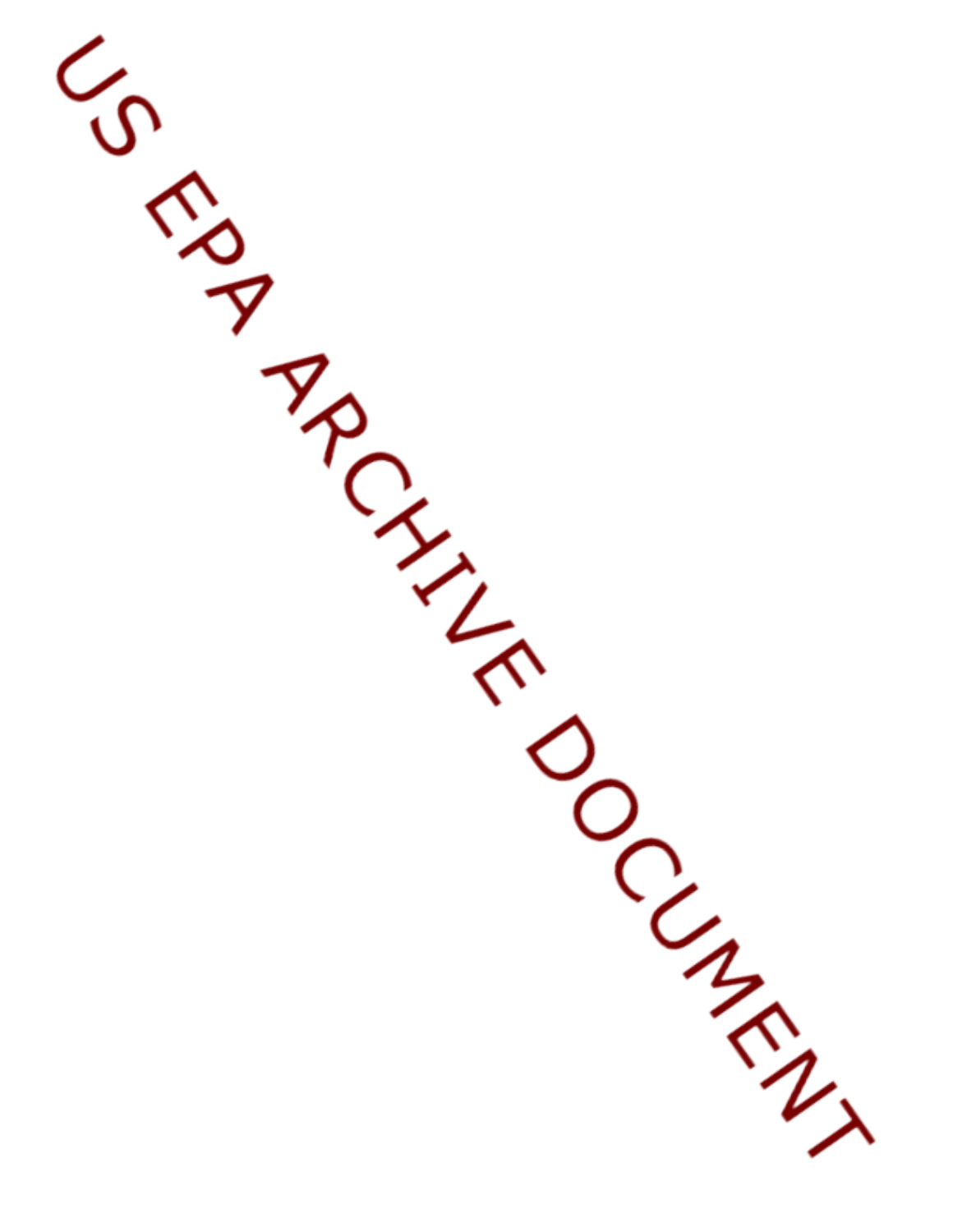US EPA ARCHIVE DOCUMENT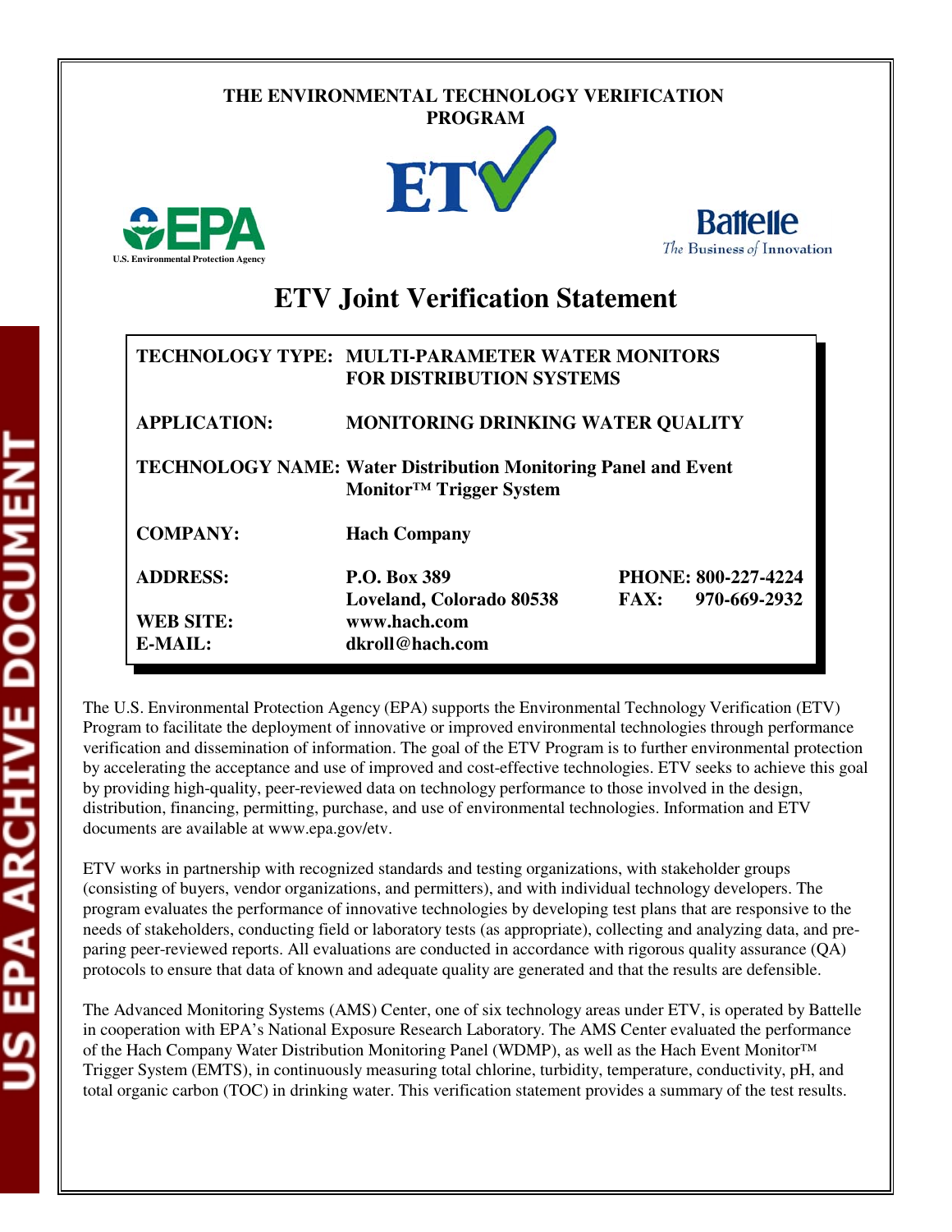THE ENVIRONMENTAL TECHNOLOGY VERIFICATION PROGRAM

# ETV Joint Verification Statement

| | | |
|---|---|---|
| **TECHNOLOGY TYPE:** | **MULTI-PARAMETER WATER MONITORS FOR DISTRIBUTION SYSTEMS** | |
| **APPLICATION:** | **MONITORING DRINKING WATER QUALITY** | |
| **TECHNOLOGY NAME:** | **Water Distribution Monitoring Panel and Event Monitor™ Trigger System** | |
| **COMPANY:** | **Hach Company** | |
| **ADDRESS:** | **P.O. Box 389**<br>**Loveland, Colorado 80538** | **PHONE: 800-227-4224**<br>**FAX: 970-669-2932** |
| **WEB SITE:** | **www.hach.com** | |
| **E-MAIL:** | **dkroll@hach.com** | |

The U.S. Environmental Protection Agency (EPA) supports the Environmental Technology Verification (ETV) Program to facilitate the deployment of innovative or improved environmental technologies through performance verification and dissemination of information. The goal of the ETV Program is to further environmental protection by accelerating the acceptance and use of improved and cost-effective technologies. ETV seeks to achieve this goal by providing high-quality, peer-reviewed data on technology performance to those involved in the design, distribution, financing, permitting, purchase, and use of environmental technologies. Information and ETV documents are available at www.epa.gov/etv.

ETV works in partnership with recognized standards and testing organizations, with stakeholder groups (consisting of buyers, vendor organizations, and permitters), and with individual technology developers. The program evaluates the performance of innovative technologies by developing test plans that are responsive to the needs of stakeholders, conducting field or laboratory tests (as appropriate), collecting and analyzing data, and preparing peer-reviewed reports. All evaluations are conducted in accordance with rigorous quality assurance (QA) protocols to ensure that data of known and adequate quality are generated and that the results are defensible.

The Advanced Monitoring Systems (AMS) Center, one of six technology areas under ETV, is operated by Battelle in cooperation with EPA's National Exposure Research Laboratory. The AMS Center evaluated the performance of the Hach Company Water Distribution Monitoring Panel (WDMP), as well as the Hach Event Monitor™ Trigger System (EMTS), in continuously measuring total chlorine, turbidity, temperature, conductivity, pH, and total organic carbon (TOC) in drinking water. This verification statement provides a summary of the test results.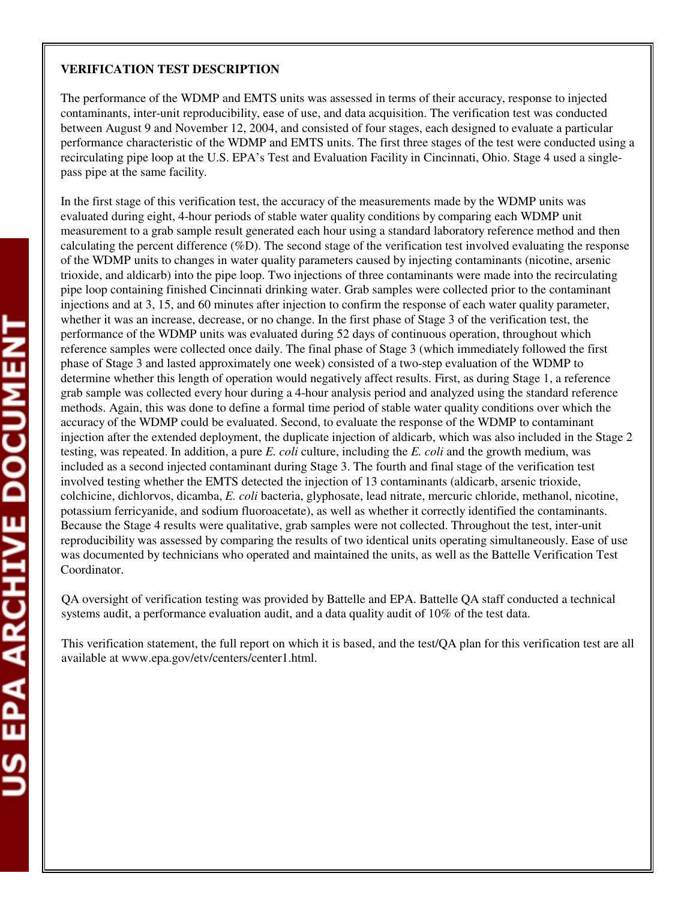**VERIFICATION TEST DESCRIPTION**

The performance of the WDMP and EMTS units was assessed in terms of their accuracy, response to injected contaminants, inter-unit reproducibility, ease of use, and data acquisition. The verification test was conducted between August 9 and November 12, 2004, and consisted of four stages, each designed to evaluate a particular performance characteristic of the WDMP and EMTS units. The first three stages of the test were conducted using a recirculating pipe loop at the U.S. EPA's Test and Evaluation Facility in Cincinnati, Ohio. Stage 4 used a single-pass pipe at the same facility.

In the first stage of this verification test, the accuracy of the measurements made by the WDMP units was evaluated during eight, 4-hour periods of stable water quality conditions by comparing each WDMP unit measurement to a grab sample result generated each hour using a standard laboratory reference method and then calculating the percent difference (%D). The second stage of the verification test involved evaluating the response of the WDMP units to changes in water quality parameters caused by injecting contaminants (nicotine, arsenic trioxide, and aldicarb) into the pipe loop. Two injections of three contaminants were made into the recirculating pipe loop containing finished Cincinnati drinking water. Grab samples were collected prior to the contaminant injections and at 3, 15, and 60 minutes after injection to confirm the response of each water quality parameter, whether it was an increase, decrease, or no change. In the first phase of Stage 3 of the verification test, the performance of the WDMP units was evaluated during 52 days of continuous operation, throughout which reference samples were collected once daily. The final phase of Stage 3 (which immediately followed the first phase of Stage 3 and lasted approximately one week) consisted of a two-step evaluation of the WDMP to determine whether this length of operation would negatively affect results. First, as during Stage 1, a reference grab sample was collected every hour during a 4-hour analysis period and analyzed using the standard reference methods. Again, this was done to define a formal time period of stable water quality conditions over which the accuracy of the WDMP could be evaluated. Second, to evaluate the response of the WDMP to contaminant injection after the extended deployment, the duplicate injection of aldicarb, which was also included in the Stage 2 testing, was repeated. In addition, a pure *E. coli* culture, including the *E. coli* and the growth medium, was included as a second injected contaminant during Stage 3. The fourth and final stage of the verification test involved testing whether the EMTS detected the injection of 13 contaminants (aldicarb, arsenic trioxide, colchicine, dichlorvos, dicamba, *E. coli* bacteria, glyphosate, lead nitrate, mercuric chloride, methanol, nicotine, potassium ferricyanide, and sodium fluoroacetate), as well as whether it correctly identified the contaminants. Because the Stage 4 results were qualitative, grab samples were not collected. Throughout the test, inter-unit reproducibility was assessed by comparing the results of two identical units operating simultaneously. Ease of use was documented by technicians who operated and maintained the units, as well as the Battelle Verification Test Coordinator.

QA oversight of verification testing was provided by Battelle and EPA. Battelle QA staff conducted a technical systems audit, a performance evaluation audit, and a data quality audit of 10% of the test data.

This verification statement, the full report on which it is based, and the test/QA plan for this verification test are all available at www.epa.gov/etv/centers/center1.html.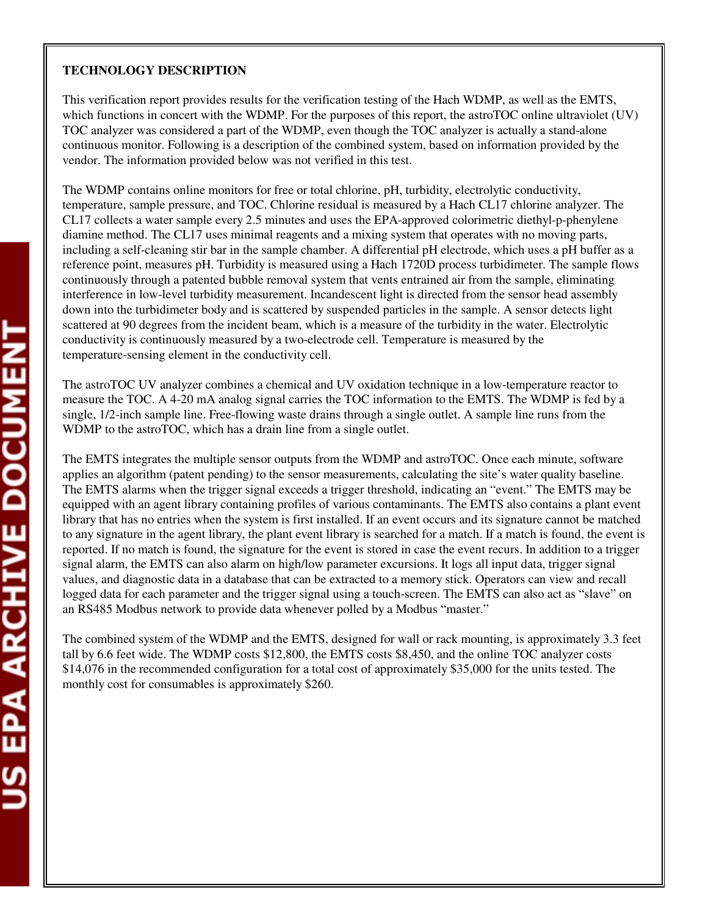**TECHNOLOGY DESCRIPTION**

This verification report provides results for the verification testing of the Hach WDMP, as well as the EMTS, which functions in concert with the WDMP. For the purposes of this report, the astroTOC online ultraviolet (UV) TOC analyzer was considered a part of the WDMP, even though the TOC analyzer is actually a stand-alone continuous monitor. Following is a description of the combined system, based on information provided by the vendor. The information provided below was not verified in this test.

The WDMP contains online monitors for free or total chlorine, pH, turbidity, electrolytic conductivity, temperature, sample pressure, and TOC. Chlorine residual is measured by a Hach CL17 chlorine analyzer. The CL17 collects a water sample every 2.5 minutes and uses the EPA-approved colorimetric diethyl-p-phenylene diamine method. The CL17 uses minimal reagents and a mixing system that operates with no moving parts, including a self-cleaning stir bar in the sample chamber. A differential pH electrode, which uses a pH buffer as a reference point, measures pH. Turbidity is measured using a Hach 1720D process turbidimeter. The sample flows continuously through a patented bubble removal system that vents entrained air from the sample, eliminating interference in low-level turbidity measurement. Incandescent light is directed from the sensor head assembly down into the turbidimeter body and is scattered by suspended particles in the sample. A sensor detects light scattered at 90 degrees from the incident beam, which is a measure of the turbidity in the water. Electrolytic conductivity is continuously measured by a two-electrode cell. Temperature is measured by the temperature-sensing element in the conductivity cell.

The astroTOC UV analyzer combines a chemical and UV oxidation technique in a low-temperature reactor to measure the TOC. A 4-20 mA analog signal carries the TOC information to the EMTS. The WDMP is fed by a single, 1/2-inch sample line. Free-flowing waste drains through a single outlet. A sample line runs from the WDMP to the astroTOC, which has a drain line from a single outlet.

The EMTS integrates the multiple sensor outputs from the WDMP and astroTOC. Once each minute, software applies an algorithm (patent pending) to the sensor measurements, calculating the site's water quality baseline. The EMTS alarms when the trigger signal exceeds a trigger threshold, indicating an "event." The EMTS may be equipped with an agent library containing profiles of various contaminants. The EMTS also contains a plant event library that has no entries when the system is first installed. If an event occurs and its signature cannot be matched to any signature in the agent library, the plant event library is searched for a match. If a match is found, the event is reported. If no match is found, the signature for the event is stored in case the event recurs. In addition to a trigger signal alarm, the EMTS can also alarm on high/low parameter excursions. It logs all input data, trigger signal values, and diagnostic data in a database that can be extracted to a memory stick. Operators can view and recall logged data for each parameter and the trigger signal using a touch-screen. The EMTS can also act as "slave" on an RS485 Modbus network to provide data whenever polled by a Modbus "master."

The combined system of the WDMP and the EMTS, designed for wall or rack mounting, is approximately 3.3 feet tall by 6.6 feet wide. The WDMP costs $12,800, the EMTS costs $8,450, and the online TOC analyzer costs $14,076 in the recommended configuration for a total cost of approximately $35,000 for the units tested. The monthly cost for consumables is approximately $260.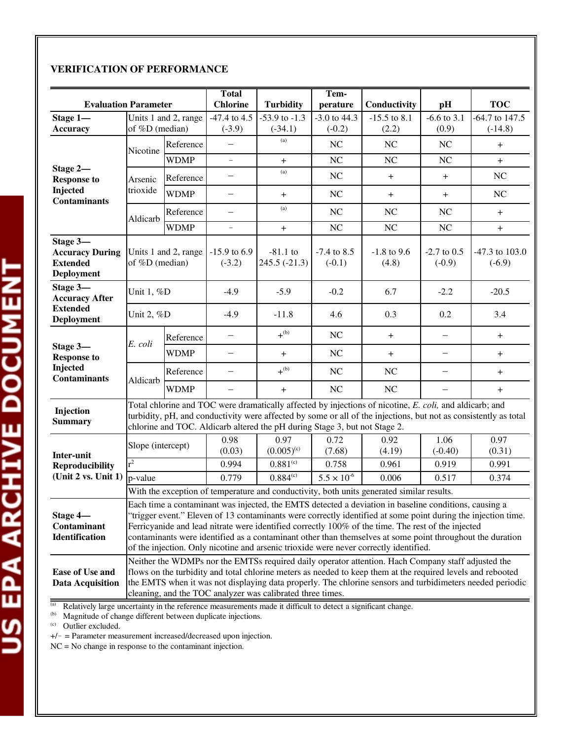**VERIFICATION OF PERFORMANCE**

| Evaluation Parameter | | | Total Chlorine | Turbidity | Tem-perature | Conductivity | pH | TOC |
|---|---|---|---|---|---|---|---|---|
| **Stage 1—Accuracy** | Units 1 and 2, range of %D (median) | | -47.4 to 4.5 (-3.9) | -53.9 to -1.3 (-34.1) | -3.0 to 44.3 (-0.2) | -15.5 to 8.1 (2.2) | -6.6 to 3.1 (0.9) | -64.7 to 147.5 (-14.8) |
| **Stage 2—Response to Injected Contaminants** | Nicotine | Reference | − | [a] | NC | NC | NC | + |
| | | WDMP | − | + | NC | NC | NC | + |
| | Arsenic trioxide | Reference | − | [a] | NC | + | + | NC |
| | | WDMP | − | + | NC | + | + | NC |
| | Aldicarb | Reference | − | [a] | NC | NC | NC | + |
| | | WDMP | − | + | NC | NC | NC | + |
| **Stage 3—Accuracy During Extended Deployment** | Units 1 and 2, range of %D (median) | | -15.9 to 6.9 (-3.2) | -81.1 to 245.5 (-21.3) | -7.4 to 8.5 (-0.1) | -1.8 to 9.6 (4.8) | -2.7 to 0.5 (-0.9) | -47.3 to 103.0 (-6.9) |
| **Stage 3—Accuracy After Extended Deployment** | Unit 1, %D | | -4.9 | -5.9 | -0.2 | 6.7 | -2.2 | -20.5 |
| | Unit 2, %D | | -4.9 | -11.8 | 4.6 | 0.3 | 0.2 | 3.4 |
| **Stage 3—Response to Injected Contaminants** | *E. coli* | Reference | − | +[b] | NC | + | − | + |
| | | WDMP | − | + | NC | + | − | + |
| | Aldicarb | Reference | − | +[b] | NC | NC | − | + |
| | | WDMP | − | + | NC | NC | − | + |
| **Injection Summary** | Total chlorine and TOC were dramatically affected by injections of nicotine, *E. coli,* and aldicarb; and turbidity, pH, and conductivity were affected by some or all of the injections, but not as consistently as total chlorine and TOC. Aldicarb altered the pH during Stage 3, but not Stage 2. | | | | | | | |
| **Inter-unit Reproducibility (Unit 2 vs. Unit 1)** | Slope (intercept) | | 0.98 (0.03) | 0.97 (0.005)[c] | 0.72 (7.68) | 0.92 (4.19) | 1.06 (-0.40) | 0.97 (0.31) |
| | $r^2$ | | 0.994 | 0.881[c] | 0.758 | 0.961 | 0.919 | 0.991 |
| | p-value | | 0.779 | 0.884[c] | $5.5 \times 10^{-6}$ | 0.006 | 0.517 | 0.374 |
| | With the exception of temperature and conductivity, both units generated similar results. | | | | | | | |
| **Stage 4—Contaminant Identification** | Each time a contaminant was injected, the EMTS detected a deviation in baseline conditions, causing a "trigger event." Eleven of 13 contaminants were correctly identified at some point during the injection time. Ferricyanide and lead nitrate were identified correctly 100% of the time. The rest of the injected contaminants were identified as a contaminant other than themselves at some point throughout the duration of the injection. Only nicotine and arsenic trioxide were never correctly identified. | | | | | | | |
| **Ease of Use and Data Acquisition** | Neither the WDMPs nor the EMTSs required daily operator attention. Hach Company staff adjusted the flows on the turbidity and total chlorine meters as needed to keep them at the required levels and rebooted the EMTS when it was not displaying data properly. The chlorine sensors and turbidimeters needed periodic cleaning, and the TOC analyzer was calibrated three times. | | | | | | | |

[a] Relatively large uncertainty in the reference measurements made it difficult to detect a significant change.
[b] Magnitude of change different between duplicate injections.
[c] Outlier excluded.
+/− = Parameter measurement increased/decreased upon injection.
NC = No change in response to the contaminant injection.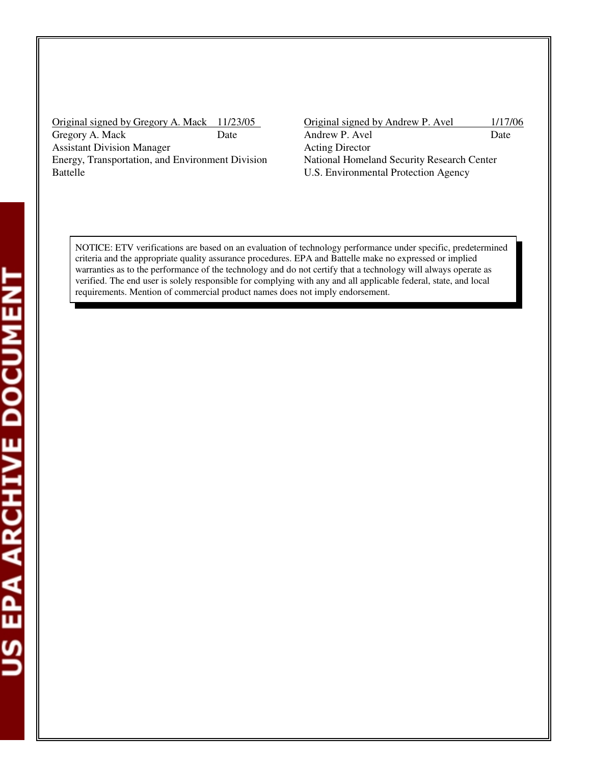Original signed by Gregory A. Mack 11/23/05
Gregory A. Mack Date
Assistant Division Manager
Energy, Transportation, and Environment Division
Battelle

Original signed by Andrew P. Avel 1/17/06
Andrew P. Avel Date
Acting Director
National Homeland Security Research Center
U.S. Environmental Protection Agency

NOTICE: ETV verifications are based on an evaluation of technology performance under specific, predetermined criteria and the appropriate quality assurance procedures. EPA and Battelle make no expressed or implied warranties as to the performance of the technology and do not certify that a technology will always operate as verified. The end user is solely responsible for complying with any and all applicable federal, state, and local requirements. Mention of commercial product names does not imply endorsement.